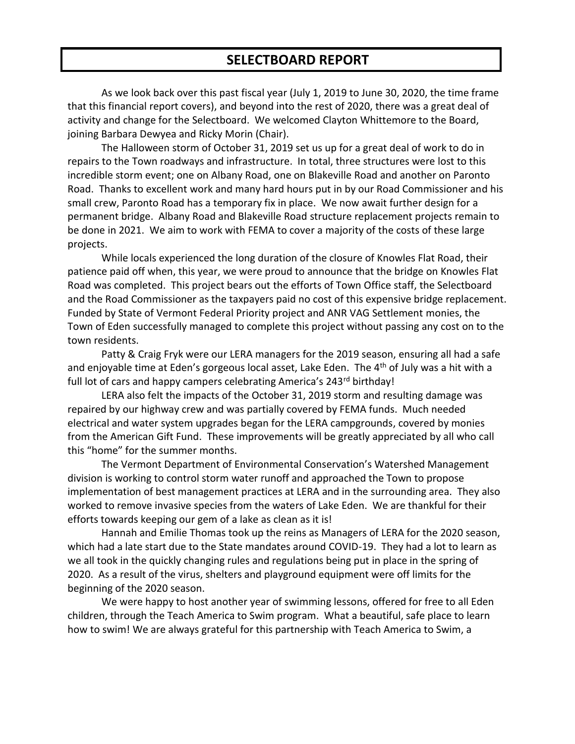# SELECTBOARD REPORT

As we look back over this past fiscal year (July 1, 2019 to June 30, 2020, the time frame that this financial report covers), and beyond into the rest of 2020, there was a great deal of activity and change for the Selectboard. We welcomed Clayton Whittemore to the Board, joining Barbara Dewyea and Ricky Morin (Chair).

The Halloween storm of October 31, 2019 set us up for a great deal of work to do in repairs to the Town roadways and infrastructure. In total, three structures were lost to this incredible storm event; one on Albany Road, one on Blakeville Road and another on Paronto Road. Thanks to excellent work and many hard hours put in by our Road Commissioner and his small crew, Paronto Road has a temporary fix in place. We now await further design for a permanent bridge. Albany Road and Blakeville Road structure replacement projects remain to be done in 2021. We aim to work with FEMA to cover a majority of the costs of these large projects.

While locals experienced the long duration of the closure of Knowles Flat Road, their patience paid off when, this year, we were proud to announce that the bridge on Knowles Flat Road was completed. This project bears out the efforts of Town Office staff, the Selectboard and the Road Commissioner as the taxpayers paid no cost of this expensive bridge replacement. Funded by State of Vermont Federal Priority project and ANR VAG Settlement monies, the Town of Eden successfully managed to complete this project without passing any cost on to the town residents.

Patty & Craig Fryk were our LERA managers for the 2019 season, ensuring all had a safe and enjoyable time at Eden's gorgeous local asset, Lake Eden. The 4th of July was a hit with a full lot of cars and happy campers celebrating America's 243rd birthday!

LERA also felt the impacts of the October 31, 2019 storm and resulting damage was repaired by our highway crew and was partially covered by FEMA funds. Much needed electrical and water system upgrades began for the LERA campgrounds, covered by monies from the American Gift Fund. These improvements will be greatly appreciated by all who call this "home" for the summer months.

The Vermont Department of Environmental Conservation's Watershed Management division is working to control storm water runoff and approached the Town to propose implementation of best management practices at LERA and in the surrounding area. They also worked to remove invasive species from the waters of Lake Eden. We are thankful for their efforts towards keeping our gem of a lake as clean as it is!

Hannah and Emilie Thomas took up the reins as Managers of LERA for the 2020 season, which had a late start due to the State mandates around COVID-19. They had a lot to learn as we all took in the quickly changing rules and regulations being put in place in the spring of 2020. As a result of the virus, shelters and playground equipment were off limits for the beginning of the 2020 season.

We were happy to host another year of swimming lessons, offered for free to all Eden children, through the Teach America to Swim program. What a beautiful, safe place to learn how to swim! We are always grateful for this partnership with Teach America to Swim, a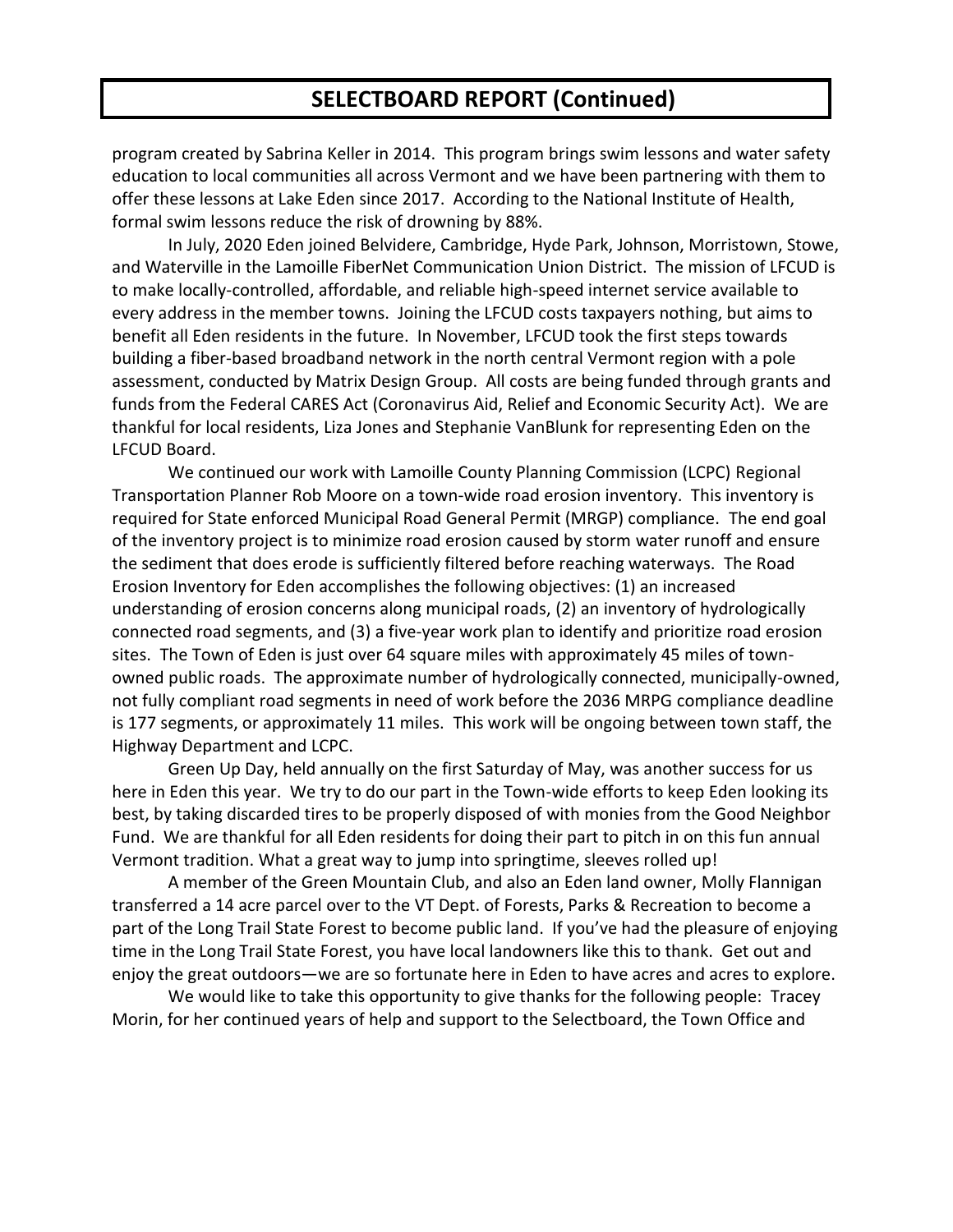## SELECTBOARD REPORT (Continued)

program created by Sabrina Keller in 2014. This program brings swim lessons and water safety education to local communities all across Vermont and we have been partnering with them to offer these lessons at Lake Eden since 2017. According to the National Institute of Health, formal swim lessons reduce the risk of drowning by 88%.

In July, 2020 Eden joined Belvidere, Cambridge, Hyde Park, Johnson, Morristown, Stowe, and Waterville in the Lamoille FiberNet Communication Union District. The mission of LFCUD is to make locally-controlled, affordable, and reliable high-speed internet service available to every address in the member towns. Joining the LFCUD costs taxpayers nothing, but aims to benefit all Eden residents in the future. In November, LFCUD took the first steps towards building a fiber-based broadband network in the north central Vermont region with a pole assessment, conducted by Matrix Design Group. All costs are being funded through grants and funds from the Federal CARES Act (Coronavirus Aid, Relief and Economic Security Act). We are thankful for local residents, Liza Jones and Stephanie VanBlunk for representing Eden on the LFCUD Board.

We continued our work with Lamoille County Planning Commission (LCPC) Regional Transportation Planner Rob Moore on a town-wide road erosion inventory. This inventory is required for State enforced Municipal Road General Permit (MRGP) compliance. The end goal of the inventory project is to minimize road erosion caused by storm water runoff and ensure the sediment that does erode is sufficiently filtered before reaching waterways. The Road Erosion Inventory for Eden accomplishes the following objectives: (1) an increased understanding of erosion concerns along municipal roads, (2) an inventory of hydrologically connected road segments, and (3) a five-year work plan to identify and prioritize road erosion sites. The Town of Eden is just over 64 square miles with approximately 45 miles of town-owned public roads. The approximate number of hydrologically connected, municipally-owned, not fully compliant road segments in need of work before the 2036 MRPG compliance deadline is 177 segments, or approximately 11 miles. This work will be ongoing between town staff, the Highway Department and LCPC.

Green Up Day, held annually on the first Saturday of May, was another success for us here in Eden this year. We try to do our part in the Town-wide efforts to keep Eden looking its best, by taking discarded tires to be properly disposed of with monies from the Good Neighbor Fund. We are thankful for all Eden residents for doing their part to pitch in on this fun annual Vermont tradition. What a great way to jump into springtime, sleeves rolled up!

A member of the Green Mountain Club, and also an Eden land owner, Molly Flannigan transferred a 14 acre parcel over to the VT Dept. of Forests, Parks & Recreation to become a part of the Long Trail State Forest to become public land. If you've had the pleasure of enjoying time in the Long Trail State Forest, you have local landowners like this to thank. Get out and enjoy the great outdoors—we are so fortunate here in Eden to have acres and acres to explore.

We would like to take this opportunity to give thanks for the following people: Tracey Morin, for her continued years of help and support to the Selectboard, the Town Office and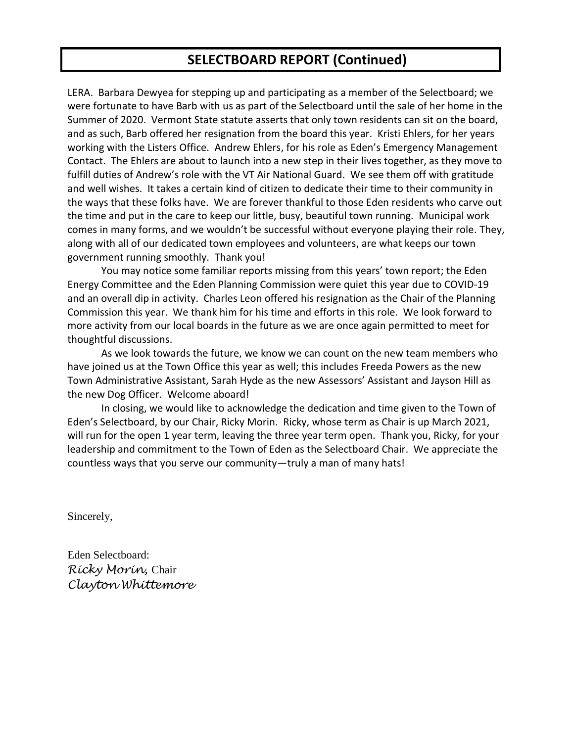## SELECTBOARD REPORT (Continued)

LERA. Barbara Dewyea for stepping up and participating as a member of the Selectboard; we were fortunate to have Barb with us as part of the Selectboard until the sale of her home in the Summer of 2020. Vermont State statute asserts that only town residents can sit on the board, and as such, Barb offered her resignation from the board this year. Kristi Ehlers, for her years working with the Listers Office. Andrew Ehlers, for his role as Eden's Emergency Management Contact. The Ehlers are about to launch into a new step in their lives together, as they move to fulfill duties of Andrew's role with the VT Air National Guard. We see them off with gratitude and well wishes. It takes a certain kind of citizen to dedicate their time to their community in the ways that these folks have. We are forever thankful to those Eden residents who carve out the time and put in the care to keep our little, busy, beautiful town running. Municipal work comes in many forms, and we wouldn't be successful without everyone playing their role. They, along with all of our dedicated town employees and volunteers, are what keeps our town government running smoothly. Thank you!

You may notice some familiar reports missing from this years' town report; the Eden Energy Committee and the Eden Planning Commission were quiet this year due to COVID-19 and an overall dip in activity. Charles Leon offered his resignation as the Chair of the Planning Commission this year. We thank him for his time and efforts in this role. We look forward to more activity from our local boards in the future as we are once again permitted to meet for thoughtful discussions.

As we look towards the future, we know we can count on the new team members who have joined us at the Town Office this year as well; this includes Freeda Powers as the new Town Administrative Assistant, Sarah Hyde as the new Assessors' Assistant and Jayson Hill as the new Dog Officer. Welcome aboard!

In closing, we would like to acknowledge the dedication and time given to the Town of Eden's Selectboard, by our Chair, Ricky Morin. Ricky, whose term as Chair is up March 2021, will run for the open 1 year term, leaving the three year term open. Thank you, Ricky, for your leadership and commitment to the Town of Eden as the Selectboard Chair. We appreciate the countless ways that you serve our community—truly a man of many hats!

Sincerely,

Eden Selectboard:
*Ricky Morin*, Chair
*Clayton Whittemore*